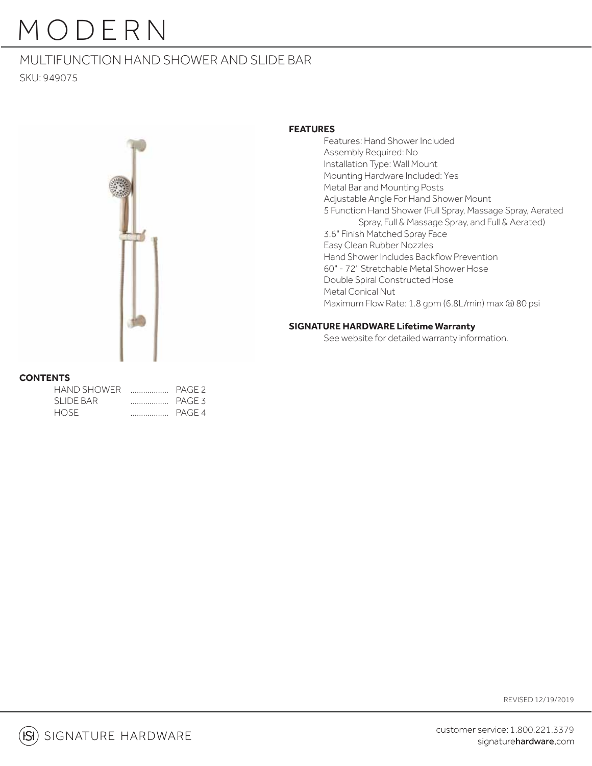# MODERN

## MULTIFUNCTION HAND SHOWER AND SLIDE BAR

SKU: 949075

### FEATURES

- Features: Hand Shower Included
- Assembly Required: No
- Installation Type: Wall Mount
- Mounting Hardware Included: Yes
- Metal Bar and Mounting Posts
- Adjustable Angle For Hand Shower Mount
- 5 Function Hand Shower (Full Spray, Massage Spray, Aerated Spray, Full & Massage Spray, and Full & Aerated)
- 3.6" Finish Matched Spray Face
- Easy Clean Rubber Nozzles
- Hand Shower Includes Backflow Prevention
- 60" - 72" Stretchable Metal Shower Hose
- Double Spiral Constructed Hose
- Metal Conical Nut
- Maximum Flow Rate: 1.8 gpm (6.8L/min) max @ 80 psi

### SIGNATURE HARDWARE Lifetime Warranty

See website for detailed warranty information.

### CONTENTS

| | |
|---|---|
| HAND SHOWER | .................. PAGE 2 |
| SLIDE BAR | .................. PAGE 3 |
| HOSE | .................. PAGE 4 |

REVISED 12/19/2019

SIGNATURE HARDWARE

customer service: 1.800.221.3379
signaturehardware.com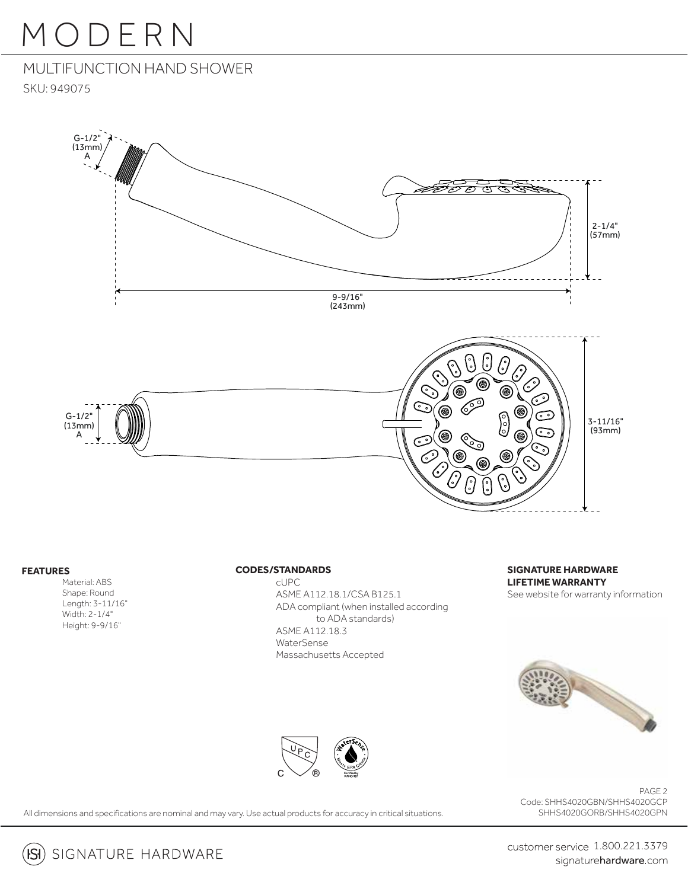# MODERN

## MULTIFUNCTION HAND SHOWER

SKU: 949075

G-1/2" (13mm) A

2-1/4" (57mm)

9-9/16" (243mm)

G-1/2" (13mm) A

3-11/16" (93mm)

**FEATURES**

- Material: ABS
- Shape: Round
- Length: 3-11/16"
- Width: 2-1/4"
- Height: 9-9/16"

**CODES/STANDARDS**

- cUPC
- ASME A112.18.1/CSA B125.1
- ADA compliant (when installed according to ADA standards)
- ASME A112.18.3
- WaterSense
- Massachusetts Accepted

**SIGNATURE HARDWARE LIFETIME WARRANTY**

See website for warranty information

Code: SHHS4020GBN/SHHS4020GCP SHHS4020GORB/SHHS4020GPN

All dimensions and specifications are nominal and may vary. Use actual products for accuracy in critical situations.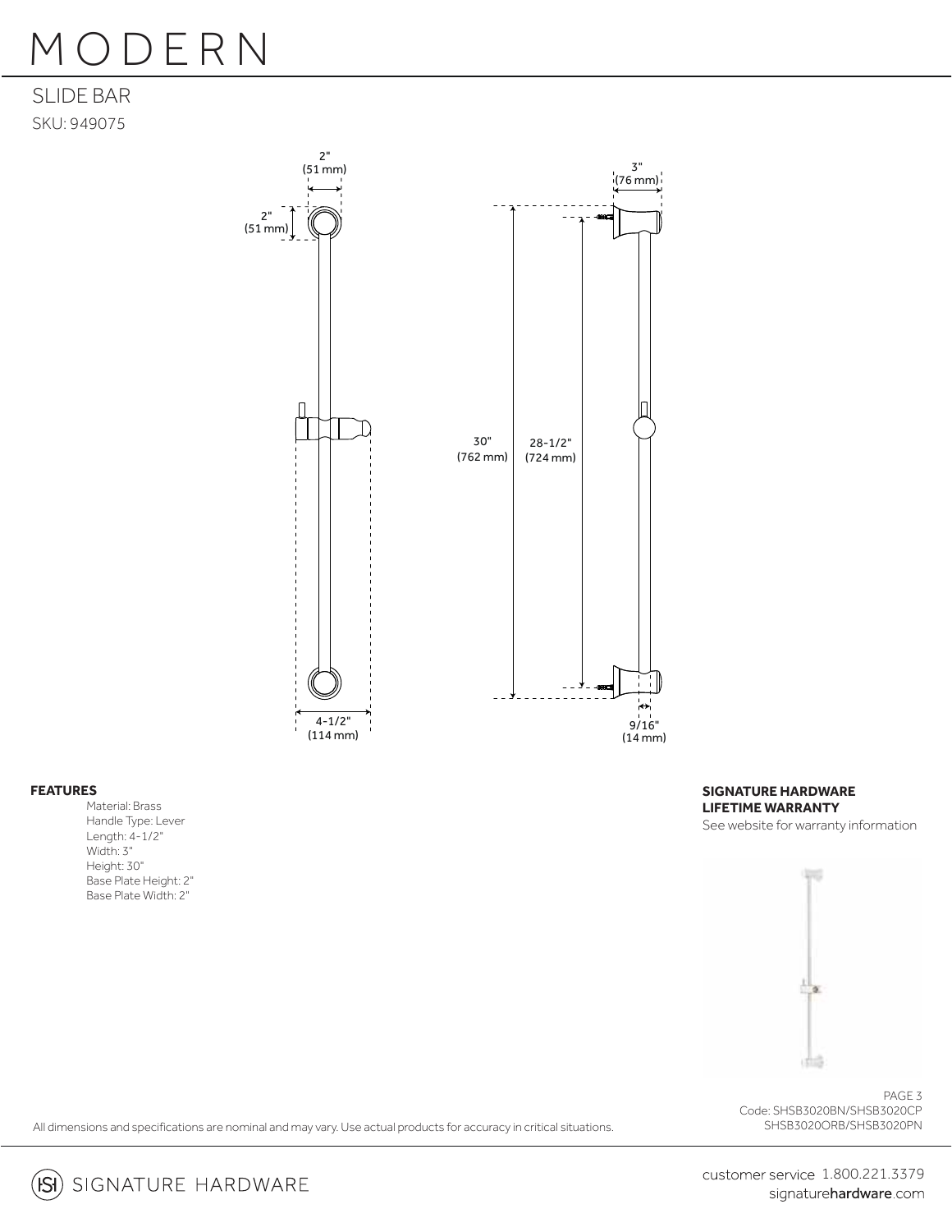# MODERN

## SLIDE BAR

SKU: 949075

2" (51 mm)

2" (51 mm)

4-1/2" (114 mm)

3" (76 mm)

30" (762 mm)

28-1/2" (724 mm)

9/16" (14 mm)

**FEATURES**

- Material: Brass
- Handle Type: Lever
- Length: 4-1/2"
- Width: 3"
- Height: 30"
- Base Plate Height: 2"
- Base Plate Width: 2"

**SIGNATURE HARDWARE LIFETIME WARRANTY**

See website for warranty information

Code: SHSB3020BN/SHSB3020CP SHSB3020ORB/SHSB3020PN

All dimensions and specifications are nominal and may vary. Use actual products for accuracy in critical situations.

SIGNATURE HARDWARE

customer service 1.800.221.3379
signaturehardware.com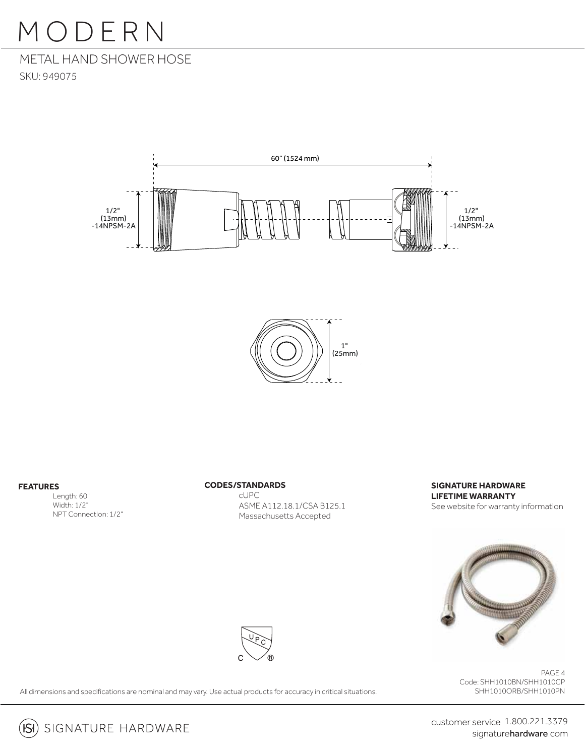# MODERN

## METAL HAND SHOWER HOSE

SKU: 949075

60" (1524 mm)

1/2"
(13mm)
-14NPSM-2A

1/2"
(13mm)
-14NPSM-2A

1"
(25mm)

**FEATURES**

Length: 60"
Width: 1/2"
NPT Connection: 1/2"

**CODES/STANDARDS**

cUPC
ASME A112.18.1/CSA B125.1
Massachusetts Accepted

**SIGNATURE HARDWARE LIFETIME WARRANTY**

See website for warranty information

Code: SHH1010BN/SHH1010CP
SHH1010ORB/SHH1010PN

All dimensions and specifications are nominal and may vary. Use actual products for accuracy in critical situations.

SIGNATURE HARDWARE

customer service 1.800.221.3379
signaturehardware.com